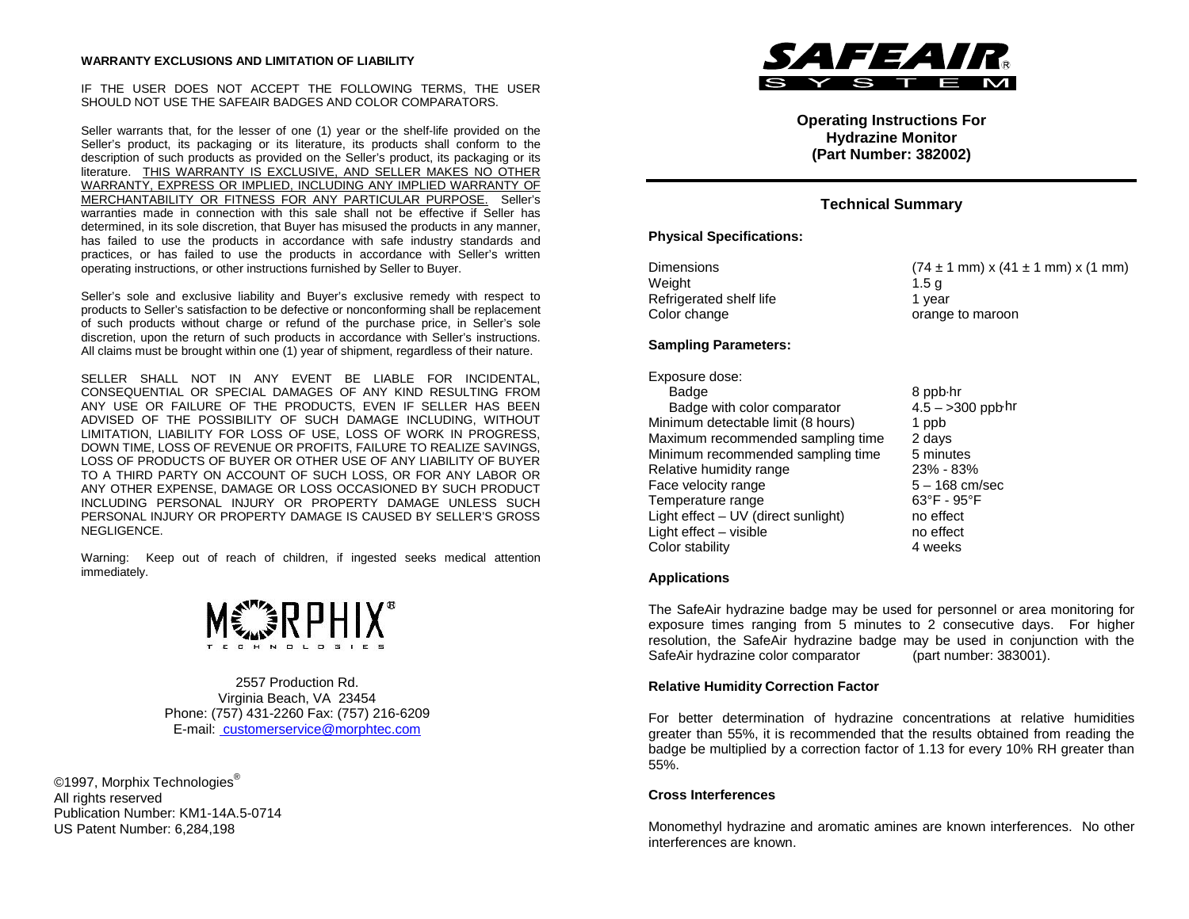**WARRANTY EXCLUSIONS AND LIMITATION OF LIABILITY**

IF THE USER DOES NOT ACCEPT THE FOLLOWING TERMS, THE USER SHOULD NOT USE THE SAFEAIR BADGES AND COLOR COMPARATORS.

Seller warrants that, for the lesser of one (1) year or the shelf-life provided on the Seller's product, its packaging or its literature, its products shall conform to the description of such products as provided on the Seller's product, its packaging or its literature. THIS WARRANTY IS EXCLUSIVE, AND SELLER MAKES NO OTHER WARRANTY, EXPRESS OR IMPLIED, INCLUDING ANY IMPLIED WARRANTY OF MERCHANTABILITY OR FITNESS FOR ANY PARTICULAR PURPOSE. Seller's warranties made in connection with this sale shall not be effective if Seller has determined, in its sole discretion, that Buyer has misused the products in any manner, has failed to use the products in accordance with safe industry standards and practices, or has failed to use the products in accordance with Seller's written operating instructions, or other instructions furnished by Seller to Buyer.

Seller's sole and exclusive liability and Buyer's exclusive remedy with respect to products to Seller's satisfaction to be defective or nonconforming shall be replacement of such products without charge or refund of the purchase price, in Seller's sole discretion, upon the return of such products in accordance with Seller's instructions. All claims must be brought within one (1) year of shipment, regardless of their nature.

SELLER SHALL NOT IN ANY EVENT BE LIABLE FOR INCIDENTAL, CONSEQUENTIAL OR SPECIAL DAMAGES OF ANY KIND RESULTING FROM ANY USE OR FAILURE OF THE PRODUCTS, EVEN IF SELLER HAS BEEN ADVISED OF THE POSSIBILITY OF SUCH DAMAGE INCLUDING, WITHOUT LIMITATION, LIABILITY FOR LOSS OF USE, LOSS OF WORK IN PROGRESS, DOWN TIME, LOSS OF REVENUE OR PROFITS, FAILURE TO REALIZE SAVINGS, LOSS OF PRODUCTS OF BUYER OR OTHER USE OF ANY LIABILITY OF BUYER TO A THIRD PARTY ON ACCOUNT OF SUCH LOSS, OR FOR ANY LABOR OR ANY OTHER EXPENSE, DAMAGE OR LOSS OCCASIONED BY SUCH PRODUCT INCLUDING PERSONAL INJURY OR PROPERTY DAMAGE UNLESS SUCH PERSONAL INJURY OR PROPERTY DAMAGE IS CAUSED BY SELLER'S GROSS NEGLIGENCE.

Warning: Keep out of reach of children, if ingested seeks medical attention immediately.

MORPHIX® TECHNOLOGIES

2557 Production Rd.
Virginia Beach, VA 23454
Phone: (757) 431-2260 Fax: (757) 216-6209
E-mail: customerservice@morphtec.com

©1997, Morphix Technologies®
All rights reserved
Publication Number: KM1-14A.5-0714
US Patent Number: 6,284,198

SAFEAIR® SYSTEM

# Operating Instructions For Hydrazine Monitor (Part Number: 382002)

## Technical Summary

**Physical Specifications:**

| | |
|---|---|
| Dimensions | (74 ± 1 mm) x (41 ± 1 mm) x (1 mm) |
| Weight | 1.5 g |
| Refrigerated shelf life | 1 year |
| Color change | orange to maroon |

**Sampling Parameters:**

| | |
|---|---|
| Exposure dose: | |
| Badge | 8 ppb·hr |
| Badge with color comparator | 4.5 – >300 ppb·hr |
| Minimum detectable limit (8 hours) | 1 ppb |
| Maximum recommended sampling time | 2 days |
| Minimum recommended sampling time | 5 minutes |
| Relative humidity range | 23% - 83% |
| Face velocity range | 5 – 168 cm/sec |
| Temperature range | 63°F - 95°F |
| Light effect – UV (direct sunlight) | no effect |
| Light effect – visible | no effect |
| Color stability | 4 weeks |

**Applications**

The SafeAir hydrazine badge may be used for personnel or area monitoring for exposure times ranging from 5 minutes to 2 consecutive days. For higher resolution, the SafeAir hydrazine badge may be used in conjunction with the SafeAir hydrazine color comparator (part number: 383001).

**Relative Humidity Correction Factor**

For better determination of hydrazine concentrations at relative humidities greater than 55%, it is recommended that the results obtained from reading the badge be multiplied by a correction factor of 1.13 for every 10% RH greater than 55%.

**Cross Interferences**

Monomethyl hydrazine and aromatic amines are known interferences. No other interferences are known.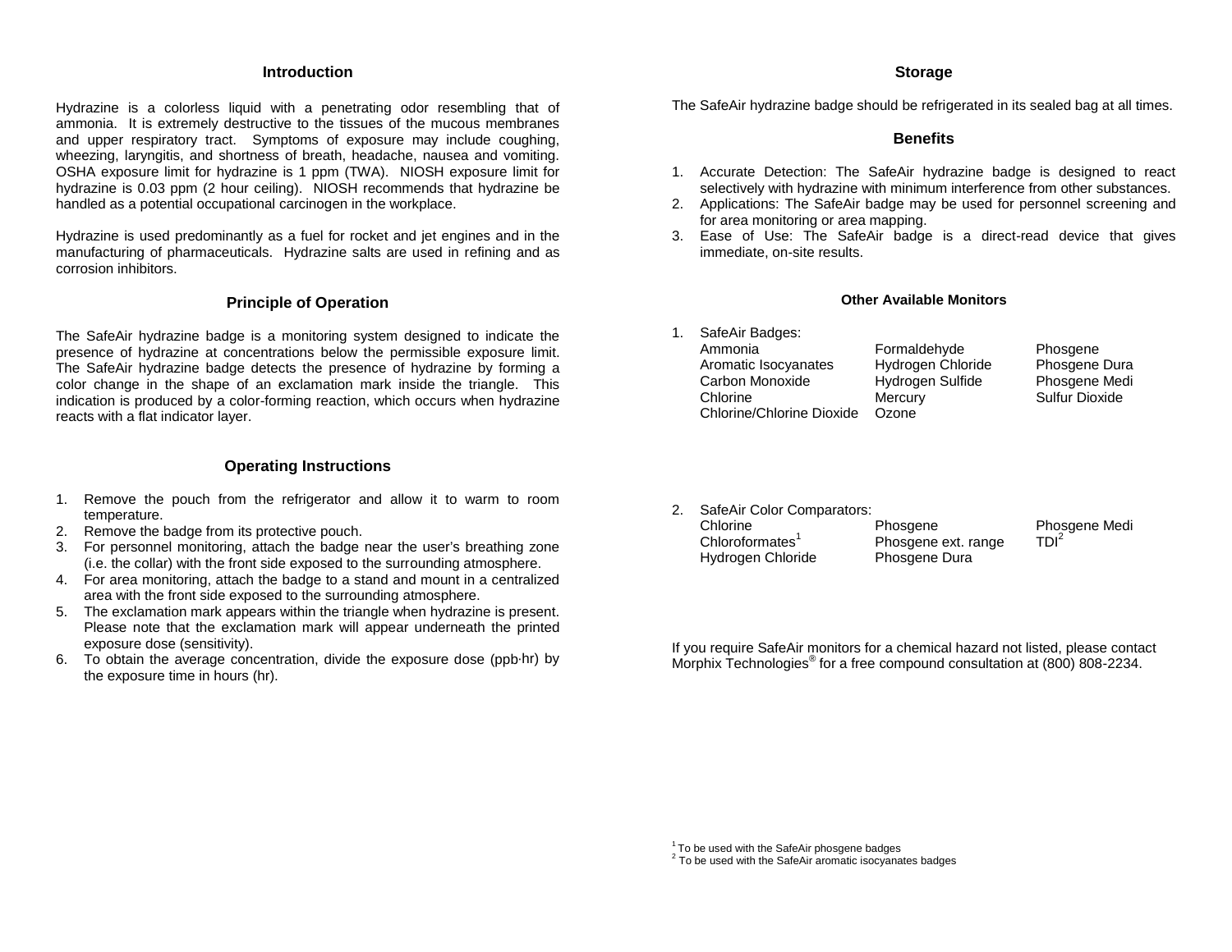## Introduction

Hydrazine is a colorless liquid with a penetrating odor resembling that of ammonia. It is extremely destructive to the tissues of the mucous membranes and upper respiratory tract. Symptoms of exposure may include coughing, wheezing, laryngitis, and shortness of breath, headache, nausea and vomiting. OSHA exposure limit for hydrazine is 1 ppm (TWA). NIOSH exposure limit for hydrazine is 0.03 ppm (2 hour ceiling). NIOSH recommends that hydrazine be handled as a potential occupational carcinogen in the workplace.

Hydrazine is used predominantly as a fuel for rocket and jet engines and in the manufacturing of pharmaceuticals. Hydrazine salts are used in refining and as corrosion inhibitors.

## Principle of Operation

The SafeAir hydrazine badge is a monitoring system designed to indicate the presence of hydrazine at concentrations below the permissible exposure limit. The SafeAir hydrazine badge detects the presence of hydrazine by forming a color change in the shape of an exclamation mark inside the triangle. This indication is produced by a color-forming reaction, which occurs when hydrazine reacts with a flat indicator layer.

## Operating Instructions

1. Remove the pouch from the refrigerator and allow it to warm to room temperature.
2. Remove the badge from its protective pouch.
3. For personnel monitoring, attach the badge near the user's breathing zone (i.e. the collar) with the front side exposed to the surrounding atmosphere.
4. For area monitoring, attach the badge to a stand and mount in a centralized area with the front side exposed to the surrounding atmosphere.
5. The exclamation mark appears within the triangle when hydrazine is present. Please note that the exclamation mark will appear underneath the printed exposure dose (sensitivity).
6. To obtain the average concentration, divide the exposure dose (ppb·hr) by the exposure time in hours (hr).

## Storage

The SafeAir hydrazine badge should be refrigerated in its sealed bag at all times.

## Benefits

1. Accurate Detection: The SafeAir hydrazine badge is designed to react selectively with hydrazine with minimum interference from other substances.
2. Applications: The SafeAir badge may be used for personnel screening and for area monitoring or area mapping.
3. Ease of Use: The SafeAir badge is a direct-read device that gives immediate, on-site results.

### Other Available Monitors

1. SafeAir Badges:

| | | |
|---|---|---|
| Ammonia | Formaldehyde | Phosgene |
| Aromatic Isocyanates | Hydrogen Chloride | Phosgene Dura |
| Carbon Monoxide | Hydrogen Sulfide | Phosgene Medi |
| Chlorine | Mercury | Sulfur Dioxide |
| Chlorine/Chlorine Dioxide | Ozone | |

2. SafeAir Color Comparators:

| | | |
|---|---|---|
| Chlorine | Phosgene | Phosgene Medi |
| Chloroformates[1] | Phosgene ext. range | TDI[2] |
| Hydrogen Chloride | Phosgene Dura | |

If you require SafeAir monitors for a chemical hazard not listed, please contact Morphix Technologies® for a free compound consultation at (800) 808-2234.

[1] To be used with the SafeAir phosgene badges
[2] To be used with the SafeAir aromatic isocyanates badges